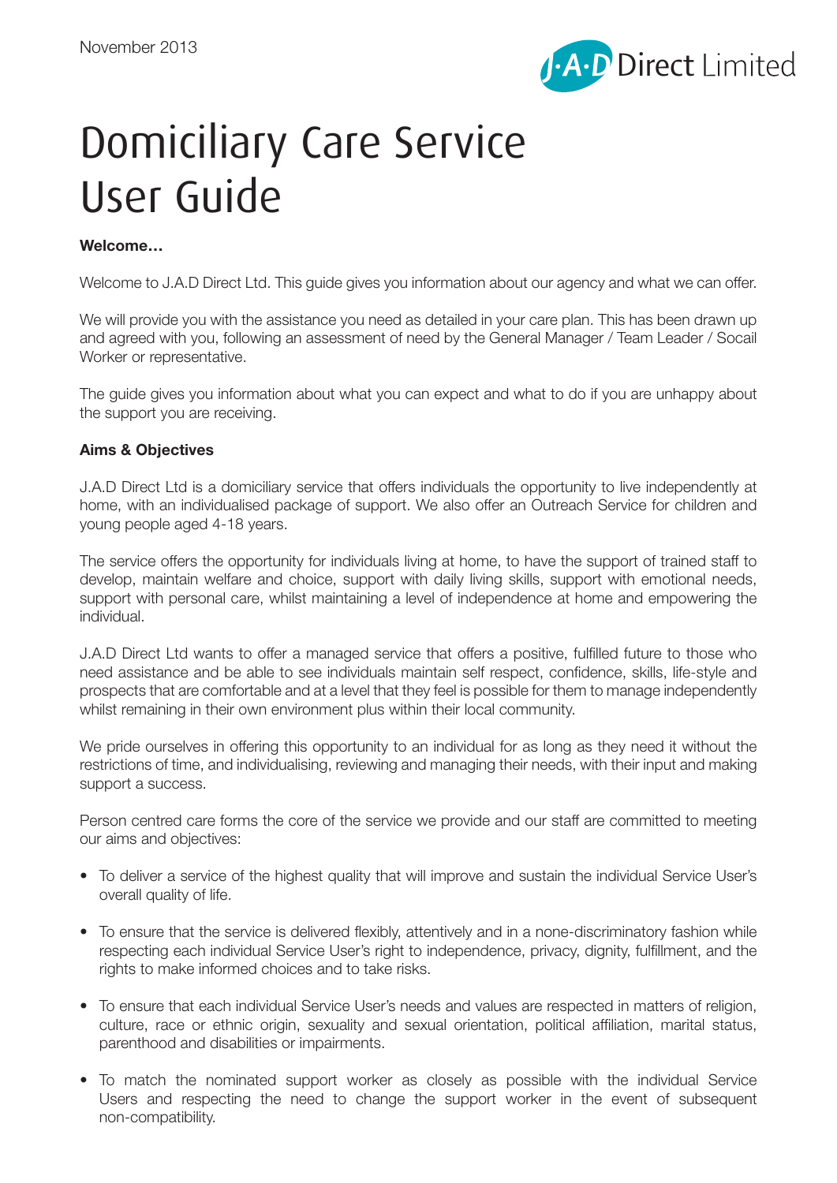November 2013

J·A·D Direct Limited

# Domiciliary Care Service User Guide

**Welcome…**

Welcome to J.A.D Direct Ltd. This guide gives you information about our agency and what we can offer.

We will provide you with the assistance you need as detailed in your care plan. This has been drawn up and agreed with you, following an assessment of need by the General Manager / Team Leader / Socail Worker or representative.

The guide gives you information about what you can expect and what to do if you are unhappy about the support you are receiving.

**Aims & Objectives**

J.A.D Direct Ltd is a domiciliary service that offers individuals the opportunity to live independently at home, with an individualised package of support. We also offer an Outreach Service for children and young people aged 4-18 years.

The service offers the opportunity for individuals living at home, to have the support of trained staff to develop, maintain welfare and choice, support with daily living skills, support with emotional needs, support with personal care, whilst maintaining a level of independence at home and empowering the individual.

J.A.D Direct Ltd wants to offer a managed service that offers a positive, fulfilled future to those who need assistance and be able to see individuals maintain self respect, confidence, skills, life-style and prospects that are comfortable and at a level that they feel is possible for them to manage independently whilst remaining in their own environment plus within their local community.

We pride ourselves in offering this opportunity to an individual for as long as they need it without the restrictions of time, and individualising, reviewing and managing their needs, with their input and making support a success.

Person centred care forms the core of the service we provide and our staff are committed to meeting our aims and objectives:

- To deliver a service of the highest quality that will improve and sustain the individual Service User's overall quality of life.
- To ensure that the service is delivered flexibly, attentively and in a none-discriminatory fashion while respecting each individual Service User's right to independence, privacy, dignity, fulfillment, and the rights to make informed choices and to take risks.
- To ensure that each individual Service User's needs and values are respected in matters of religion, culture, race or ethnic origin, sexuality and sexual orientation, political affiliation, marital status, parenthood and disabilities or impairments.
- To match the nominated support worker as closely as possible with the individual Service Users and respecting the need to change the support worker in the event of subsequent non-compatibility.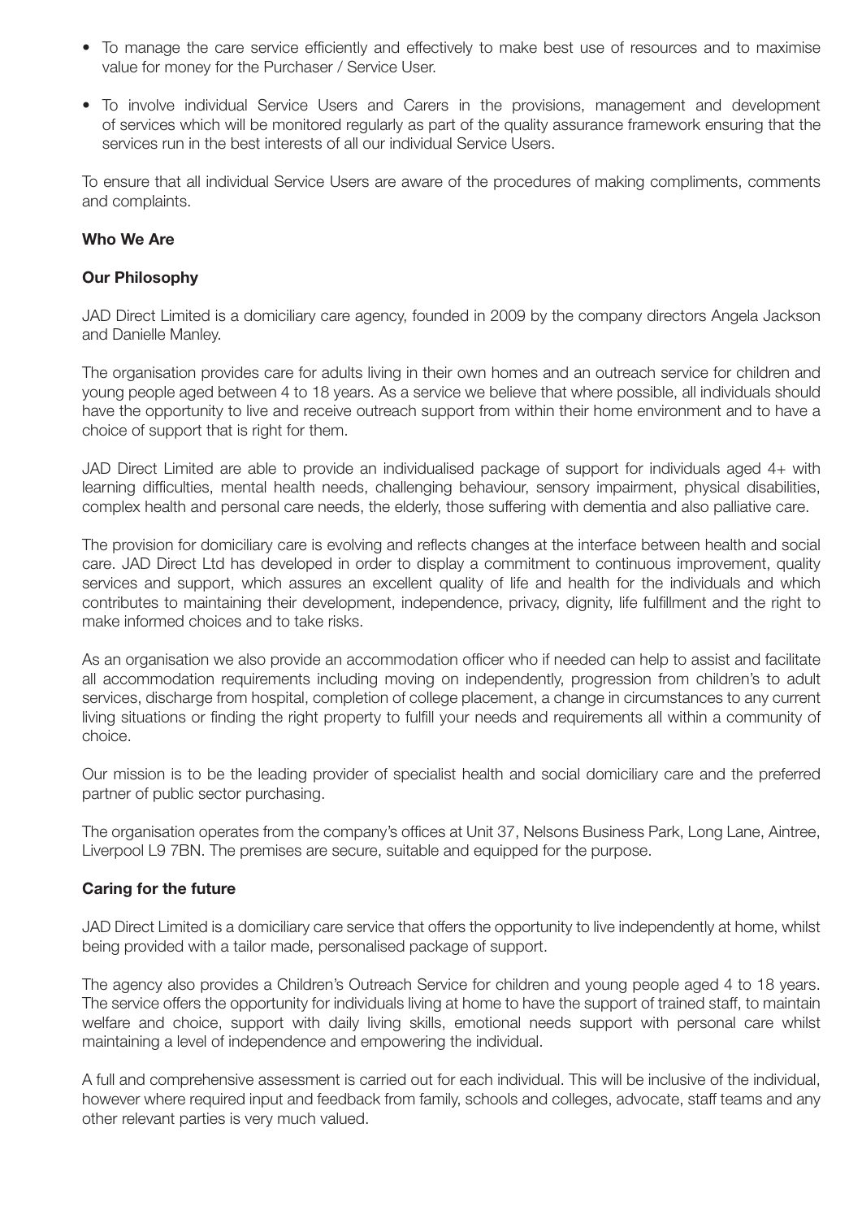- To manage the care service efficiently and effectively to make best use of resources and to maximise value for money for the Purchaser / Service User.
- To involve individual Service Users and Carers in the provisions, management and development of services which will be monitored regularly as part of the quality assurance framework ensuring that the services run in the best interests of all our individual Service Users.

To ensure that all individual Service Users are aware of the procedures of making compliments, comments and complaints.

**Who We Are**

**Our Philosophy**

JAD Direct Limited is a domiciliary care agency, founded in 2009 by the company directors Angela Jackson and Danielle Manley.

The organisation provides care for adults living in their own homes and an outreach service for children and young people aged between 4 to 18 years. As a service we believe that where possible, all individuals should have the opportunity to live and receive outreach support from within their home environment and to have a choice of support that is right for them.

JAD Direct Limited are able to provide an individualised package of support for individuals aged 4+ with learning difficulties, mental health needs, challenging behaviour, sensory impairment, physical disabilities, complex health and personal care needs, the elderly, those suffering with dementia and also palliative care.

The provision for domiciliary care is evolving and reflects changes at the interface between health and social care. JAD Direct Ltd has developed in order to display a commitment to continuous improvement, quality services and support, which assures an excellent quality of life and health for the individuals and which contributes to maintaining their development, independence, privacy, dignity, life fulfillment and the right to make informed choices and to take risks.

As an organisation we also provide an accommodation officer who if needed can help to assist and facilitate all accommodation requirements including moving on independently, progression from children's to adult services, discharge from hospital, completion of college placement, a change in circumstances to any current living situations or finding the right property to fulfill your needs and requirements all within a community of choice.

Our mission is to be the leading provider of specialist health and social domiciliary care and the preferred partner of public sector purchasing.

The organisation operates from the company's offices at Unit 37, Nelsons Business Park, Long Lane, Aintree, Liverpool L9 7BN. The premises are secure, suitable and equipped for the purpose.

**Caring for the future**

JAD Direct Limited is a domiciliary care service that offers the opportunity to live independently at home, whilst being provided with a tailor made, personalised package of support.

The agency also provides a Children's Outreach Service for children and young people aged 4 to 18 years. The service offers the opportunity for individuals living at home to have the support of trained staff, to maintain welfare and choice, support with daily living skills, emotional needs support with personal care whilst maintaining a level of independence and empowering the individual.

A full and comprehensive assessment is carried out for each individual. This will be inclusive of the individual, however where required input and feedback from family, schools and colleges, advocate, staff teams and any other relevant parties is very much valued.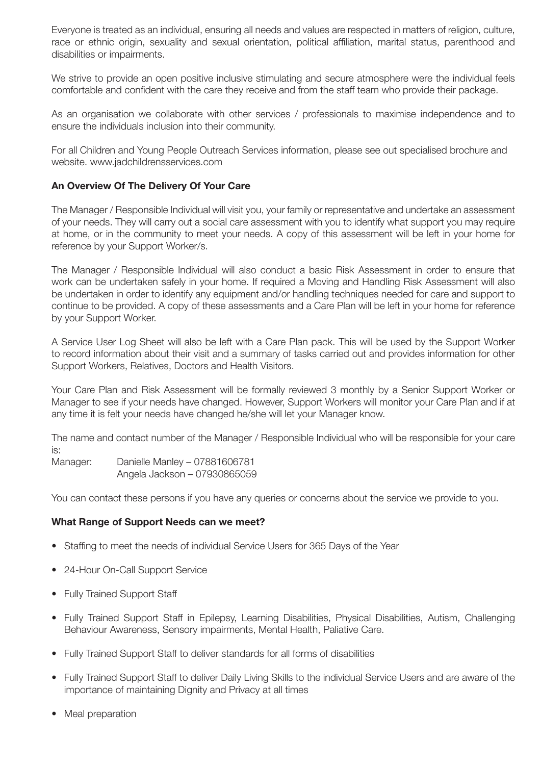Everyone is treated as an individual, ensuring all needs and values are respected in matters of religion, culture, race or ethnic origin, sexuality and sexual orientation, political affiliation, marital status, parenthood and disabilities or impairments.

We strive to provide an open positive inclusive stimulating and secure atmosphere were the individual feels comfortable and confident with the care they receive and from the staff team who provide their package.

As an organisation we collaborate with other services / professionals to maximise independence and to ensure the individuals inclusion into their community.

For all Children and Young People Outreach Services information, please see out specialised brochure and website. www.jadchildrensservices.com

**An Overview Of The Delivery Of Your Care**

The Manager / Responsible Individual will visit you, your family or representative and undertake an assessment of your needs. They will carry out a social care assessment with you to identify what support you may require at home, or in the community to meet your needs. A copy of this assessment will be left in your home for reference by your Support Worker/s.

The Manager / Responsible Individual will also conduct a basic Risk Assessment in order to ensure that work can be undertaken safely in your home. If required a Moving and Handling Risk Assessment will also be undertaken in order to identify any equipment and/or handling techniques needed for care and support to continue to be provided. A copy of these assessments and a Care Plan will be left in your home for reference by your Support Worker.

A Service User Log Sheet will also be left with a Care Plan pack. This will be used by the Support Worker to record information about their visit and a summary of tasks carried out and provides information for other Support Workers, Relatives, Doctors and Health Visitors.

Your Care Plan and Risk Assessment will be formally reviewed 3 monthly by a Senior Support Worker or Manager to see if your needs have changed. However, Support Workers will monitor your Care Plan and if at any time it is felt your needs have changed he/she will let your Manager know.

The name and contact number of the Manager / Responsible Individual who will be responsible for your care is:

Manager: Danielle Manley – 07881606781
Angela Jackson – 07930865059

You can contact these persons if you have any queries or concerns about the service we provide to you.

**What Range of Support Needs can we meet?**

- Staffing to meet the needs of individual Service Users for 365 Days of the Year
- 24-Hour On-Call Support Service
- Fully Trained Support Staff
- Fully Trained Support Staff in Epilepsy, Learning Disabilities, Physical Disabilities, Autism, Challenging Behaviour Awareness, Sensory impairments, Mental Health, Paliative Care.
- Fully Trained Support Staff to deliver standards for all forms of disabilities
- Fully Trained Support Staff to deliver Daily Living Skills to the individual Service Users and are aware of the importance of maintaining Dignity and Privacy at all times
- Meal preparation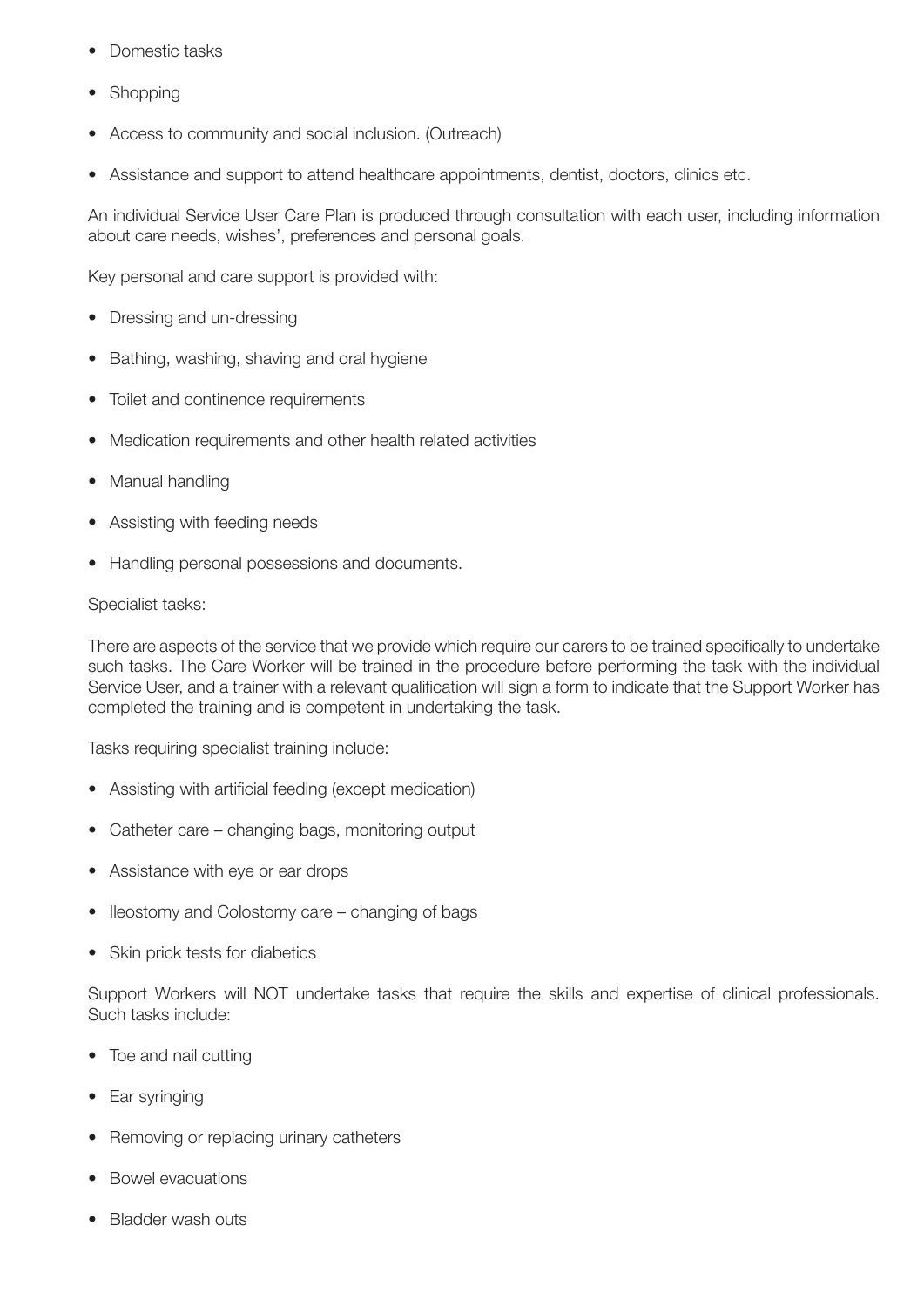- Domestic tasks
- Shopping
- Access to community and social inclusion. (Outreach)
- Assistance and support to attend healthcare appointments, dentist, doctors, clinics etc.

An individual Service User Care Plan is produced through consultation with each user, including information about care needs, wishes', preferences and personal goals.

Key personal and care support is provided with:

- Dressing and un-dressing
- Bathing, washing, shaving and oral hygiene
- Toilet and continence requirements
- Medication requirements and other health related activities
- Manual handling
- Assisting with feeding needs
- Handling personal possessions and documents.

Specialist tasks:

There are aspects of the service that we provide which require our carers to be trained specifically to undertake such tasks. The Care Worker will be trained in the procedure before performing the task with the individual Service User, and a trainer with a relevant qualification will sign a form to indicate that the Support Worker has completed the training and is competent in undertaking the task.

Tasks requiring specialist training include:

- Assisting with artificial feeding (except medication)
- Catheter care – changing bags, monitoring output
- Assistance with eye or ear drops
- Ileostomy and Colostomy care – changing of bags
- Skin prick tests for diabetics

Support Workers will NOT undertake tasks that require the skills and expertise of clinical professionals. Such tasks include:

- Toe and nail cutting
- Ear syringing
- Removing or replacing urinary catheters
- Bowel evacuations
- Bladder wash outs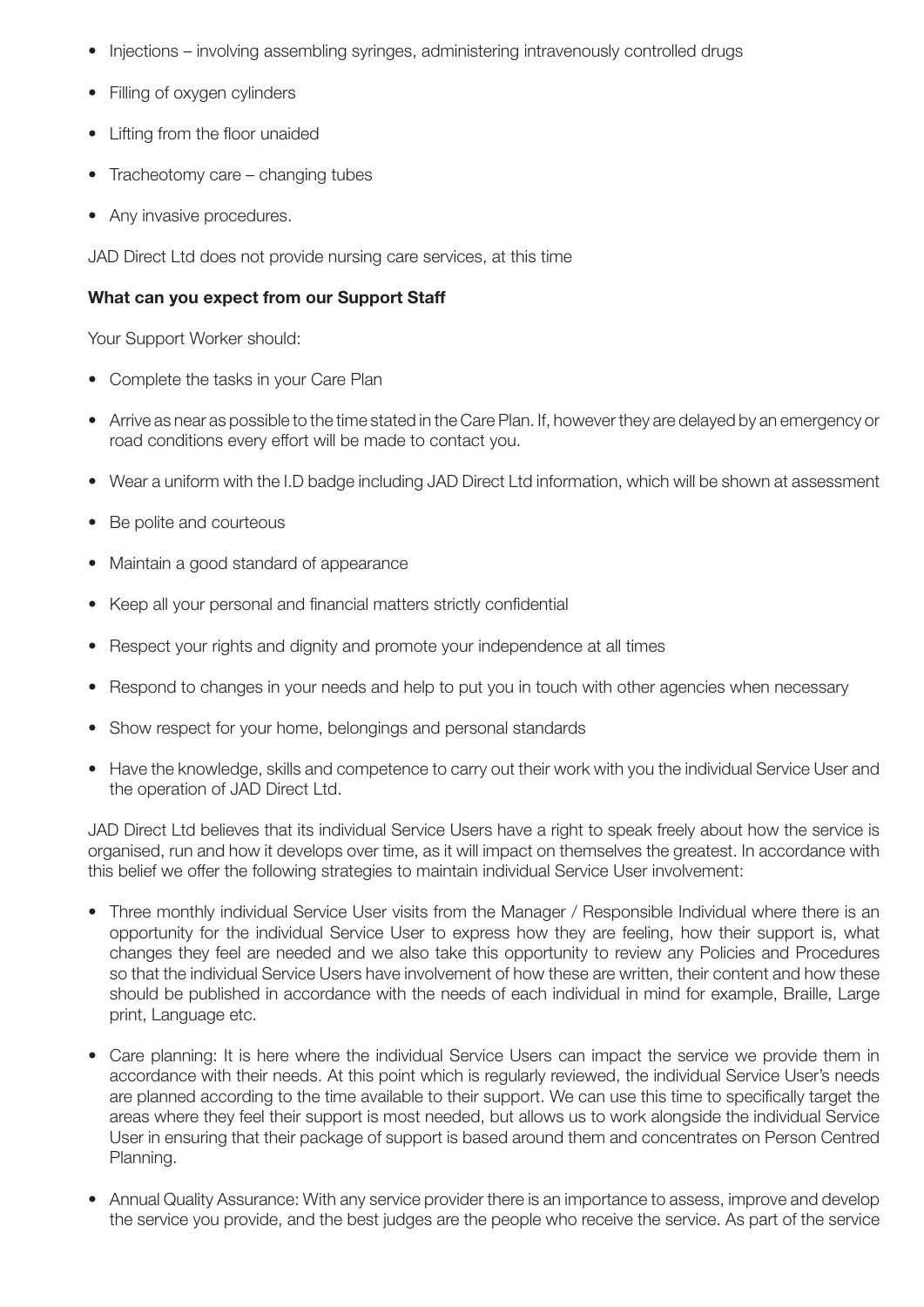- Injections – involving assembling syringes, administering intravenously controlled drugs
- Filling of oxygen cylinders
- Lifting from the floor unaided
- Tracheotomy care – changing tubes
- Any invasive procedures.

JAD Direct Ltd does not provide nursing care services, at this time

**What can you expect from our Support Staff**

Your Support Worker should:

- Complete the tasks in your Care Plan
- Arrive as near as possible to the time stated in the Care Plan. If, however they are delayed by an emergency or road conditions every effort will be made to contact you.
- Wear a uniform with the I.D badge including JAD Direct Ltd information, which will be shown at assessment
- Be polite and courteous
- Maintain a good standard of appearance
- Keep all your personal and financial matters strictly confidential
- Respect your rights and dignity and promote your independence at all times
- Respond to changes in your needs and help to put you in touch with other agencies when necessary
- Show respect for your home, belongings and personal standards
- Have the knowledge, skills and competence to carry out their work with you the individual Service User and the operation of JAD Direct Ltd.

JAD Direct Ltd believes that its individual Service Users have a right to speak freely about how the service is organised, run and how it develops over time, as it will impact on themselves the greatest. In accordance with this belief we offer the following strategies to maintain individual Service User involvement:

- Three monthly individual Service User visits from the Manager / Responsible Individual where there is an opportunity for the individual Service User to express how they are feeling, how their support is, what changes they feel are needed and we also take this opportunity to review any Policies and Procedures so that the individual Service Users have involvement of how these are written, their content and how these should be published in accordance with the needs of each individual in mind for example, Braille, Large print, Language etc.
- Care planning: It is here where the individual Service Users can impact the service we provide them in accordance with their needs. At this point which is regularly reviewed, the individual Service User's needs are planned according to the time available to their support. We can use this time to specifically target the areas where they feel their support is most needed, but allows us to work alongside the individual Service User in ensuring that their package of support is based around them and concentrates on Person Centred Planning.
- Annual Quality Assurance: With any service provider there is an importance to assess, improve and develop the service you provide, and the best judges are the people who receive the service. As part of the service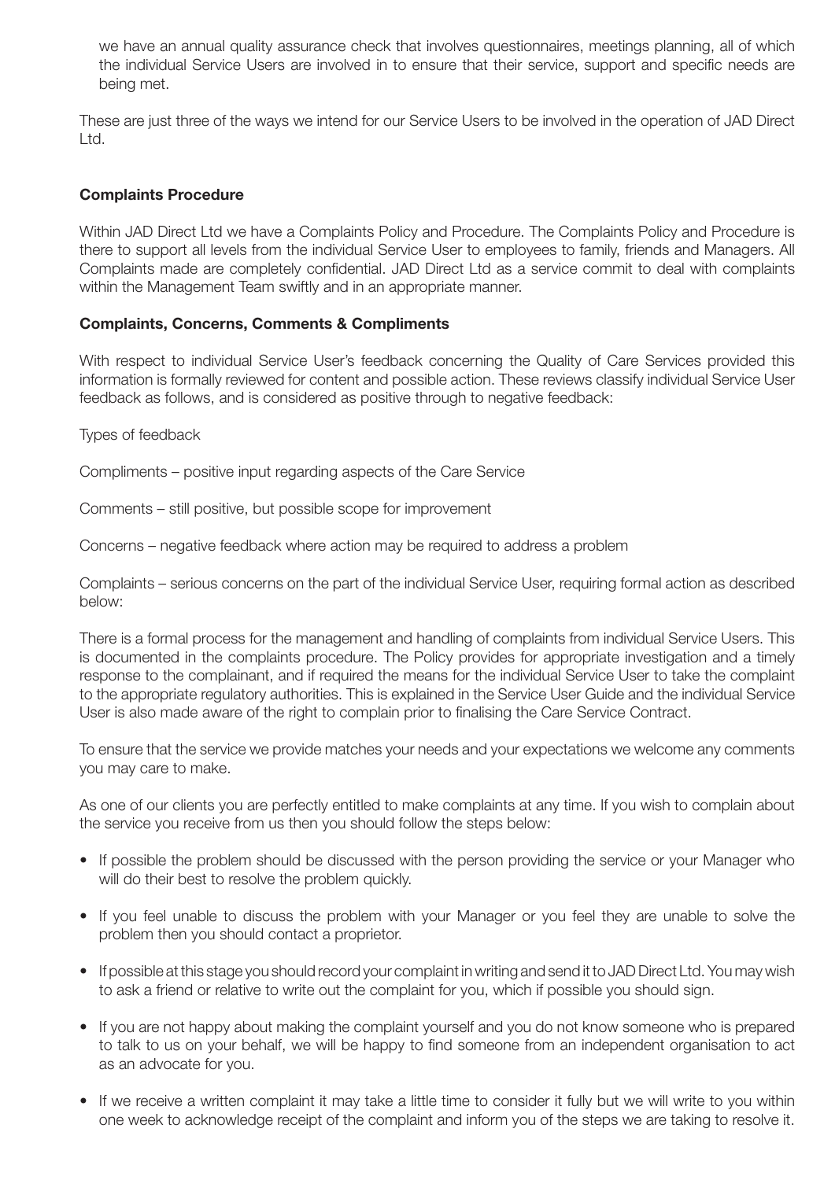we have an annual quality assurance check that involves questionnaires, meetings planning, all of which the individual Service Users are involved in to ensure that their service, support and specific needs are being met.

These are just three of the ways we intend for our Service Users to be involved in the operation of JAD Direct Ltd.

**Complaints Procedure**

Within JAD Direct Ltd we have a Complaints Policy and Procedure. The Complaints Policy and Procedure is there to support all levels from the individual Service User to employees to family, friends and Managers. All Complaints made are completely confidential. JAD Direct Ltd as a service commit to deal with complaints within the Management Team swiftly and in an appropriate manner.

**Complaints, Concerns, Comments & Compliments**

With respect to individual Service User's feedback concerning the Quality of Care Services provided this information is formally reviewed for content and possible action. These reviews classify individual Service User feedback as follows, and is considered as positive through to negative feedback:

Types of feedback

Compliments – positive input regarding aspects of the Care Service

Comments – still positive, but possible scope for improvement

Concerns – negative feedback where action may be required to address a problem

Complaints – serious concerns on the part of the individual Service User, requiring formal action as described below:

There is a formal process for the management and handling of complaints from individual Service Users. This is documented in the complaints procedure. The Policy provides for appropriate investigation and a timely response to the complainant, and if required the means for the individual Service User to take the complaint to the appropriate regulatory authorities. This is explained in the Service User Guide and the individual Service User is also made aware of the right to complain prior to finalising the Care Service Contract.

To ensure that the service we provide matches your needs and your expectations we welcome any comments you may care to make.

As one of our clients you are perfectly entitled to make complaints at any time. If you wish to complain about the service you receive from us then you should follow the steps below:

- If possible the problem should be discussed with the person providing the service or your Manager who will do their best to resolve the problem quickly.
- If you feel unable to discuss the problem with your Manager or you feel they are unable to solve the problem then you should contact a proprietor.
- If possible at this stage you should record your complaint in writing and send it to JAD Direct Ltd. You may wish to ask a friend or relative to write out the complaint for you, which if possible you should sign.
- If you are not happy about making the complaint yourself and you do not know someone who is prepared to talk to us on your behalf, we will be happy to find someone from an independent organisation to act as an advocate for you.
- If we receive a written complaint it may take a little time to consider it fully but we will write to you within one week to acknowledge receipt of the complaint and inform you of the steps we are taking to resolve it.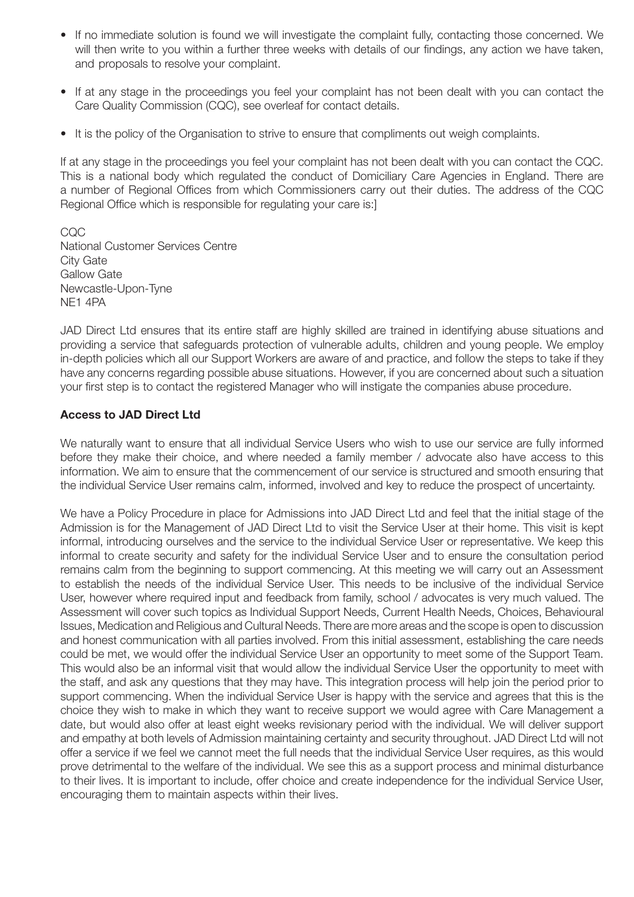- If no immediate solution is found we will investigate the complaint fully, contacting those concerned. We will then write to you within a further three weeks with details of our findings, any action we have taken, and proposals to resolve your complaint.
- If at any stage in the proceedings you feel your complaint has not been dealt with you can contact the Care Quality Commission (CQC), see overleaf for contact details.
- It is the policy of the Organisation to strive to ensure that compliments out weigh complaints.

If at any stage in the proceedings you feel your complaint has not been dealt with you can contact the CQC. This is a national body which regulated the conduct of Domiciliary Care Agencies in England. There are a number of Regional Offices from which Commissioners carry out their duties. The address of the CQC Regional Office which is responsible for regulating your care is:]

CQC
National Customer Services Centre
City Gate
Gallow Gate
Newcastle-Upon-Tyne
NE1 4PA

JAD Direct Ltd ensures that its entire staff are highly skilled are trained in identifying abuse situations and providing a service that safeguards protection of vulnerable adults, children and young people. We employ in-depth policies which all our Support Workers are aware of and practice, and follow the steps to take if they have any concerns regarding possible abuse situations. However, if you are concerned about such a situation your first step is to contact the registered Manager who will instigate the companies abuse procedure.

**Access to JAD Direct Ltd**

We naturally want to ensure that all individual Service Users who wish to use our service are fully informed before they make their choice, and where needed a family member / advocate also have access to this information. We aim to ensure that the commencement of our service is structured and smooth ensuring that the individual Service User remains calm, informed, involved and key to reduce the prospect of uncertainty.

We have a Policy Procedure in place for Admissions into JAD Direct Ltd and feel that the initial stage of the Admission is for the Management of JAD Direct Ltd to visit the Service User at their home. This visit is kept informal, introducing ourselves and the service to the individual Service User or representative. We keep this informal to create security and safety for the individual Service User and to ensure the consultation period remains calm from the beginning to support commencing. At this meeting we will carry out an Assessment to establish the needs of the individual Service User. This needs to be inclusive of the individual Service User, however where required input and feedback from family, school / advocates is very much valued. The Assessment will cover such topics as Individual Support Needs, Current Health Needs, Choices, Behavioural Issues, Medication and Religious and Cultural Needs. There are more areas and the scope is open to discussion and honest communication with all parties involved. From this initial assessment, establishing the care needs could be met, we would offer the individual Service User an opportunity to meet some of the Support Team. This would also be an informal visit that would allow the individual Service User the opportunity to meet with the staff, and ask any questions that they may have. This integration process will help join the period prior to support commencing. When the individual Service User is happy with the service and agrees that this is the choice they wish to make in which they want to receive support we would agree with Care Management a date, but would also offer at least eight weeks revisionary period with the individual. We will deliver support and empathy at both levels of Admission maintaining certainty and security throughout. JAD Direct Ltd will not offer a service if we feel we cannot meet the full needs that the individual Service User requires, as this would prove detrimental to the welfare of the individual. We see this as a support process and minimal disturbance to their lives. It is important to include, offer choice and create independence for the individual Service User, encouraging them to maintain aspects within their lives.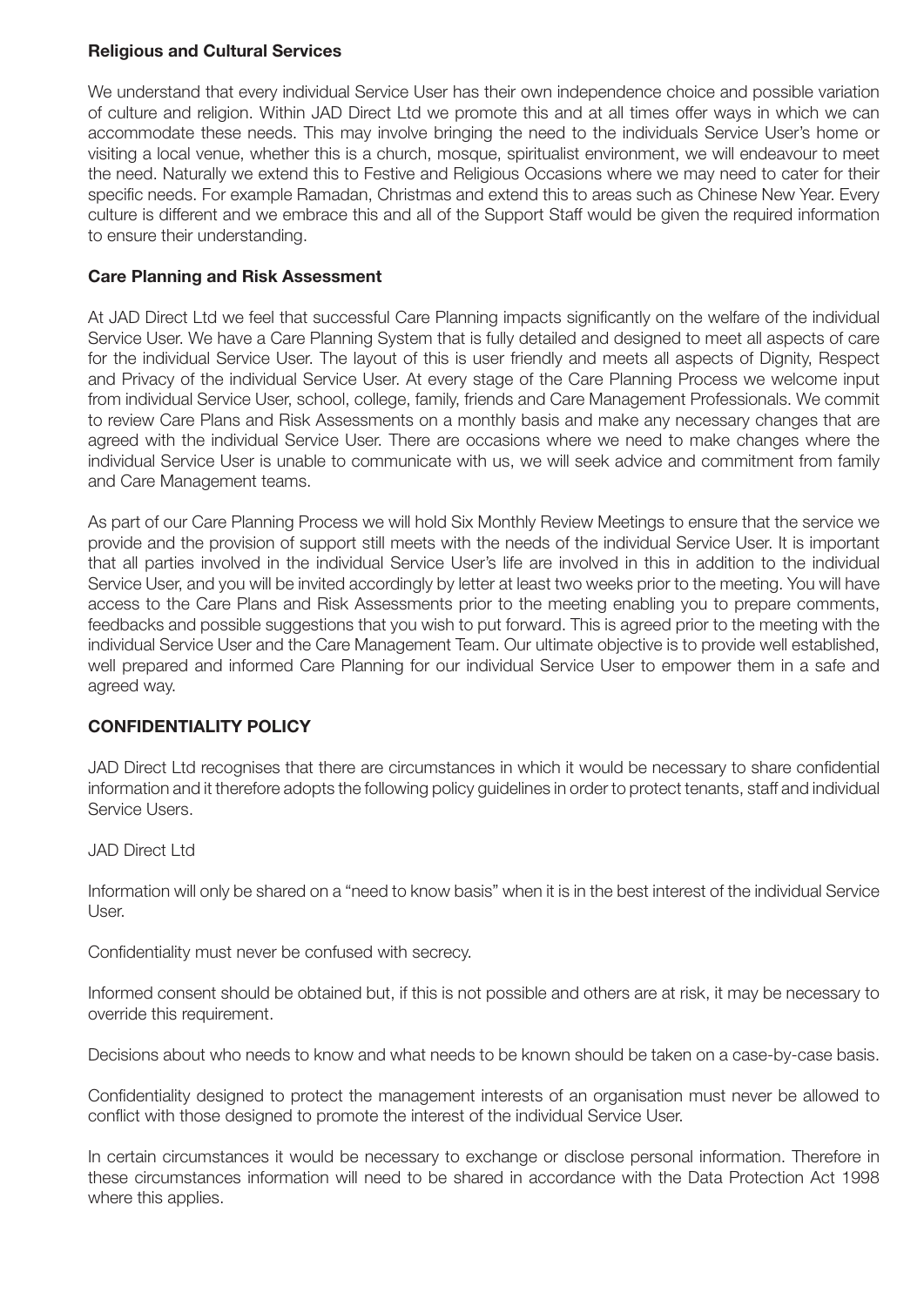**Religious and Cultural Services**

We understand that every individual Service User has their own independence choice and possible variation of culture and religion. Within JAD Direct Ltd we promote this and at all times offer ways in which we can accommodate these needs. This may involve bringing the need to the individuals Service User's home or visiting a local venue, whether this is a church, mosque, spiritualist environment, we will endeavour to meet the need. Naturally we extend this to Festive and Religious Occasions where we may need to cater for their specific needs. For example Ramadan, Christmas and extend this to areas such as Chinese New Year. Every culture is different and we embrace this and all of the Support Staff would be given the required information to ensure their understanding.

**Care Planning and Risk Assessment**

At JAD Direct Ltd we feel that successful Care Planning impacts significantly on the welfare of the individual Service User. We have a Care Planning System that is fully detailed and designed to meet all aspects of care for the individual Service User. The layout of this is user friendly and meets all aspects of Dignity, Respect and Privacy of the individual Service User. At every stage of the Care Planning Process we welcome input from individual Service User, school, college, family, friends and Care Management Professionals. We commit to review Care Plans and Risk Assessments on a monthly basis and make any necessary changes that are agreed with the individual Service User. There are occasions where we need to make changes where the individual Service User is unable to communicate with us, we will seek advice and commitment from family and Care Management teams.

As part of our Care Planning Process we will hold Six Monthly Review Meetings to ensure that the service we provide and the provision of support still meets with the needs of the individual Service User. It is important that all parties involved in the individual Service User's life are involved in this in addition to the individual Service User, and you will be invited accordingly by letter at least two weeks prior to the meeting. You will have access to the Care Plans and Risk Assessments prior to the meeting enabling you to prepare comments, feedbacks and possible suggestions that you wish to put forward. This is agreed prior to the meeting with the individual Service User and the Care Management Team. Our ultimate objective is to provide well established, well prepared and informed Care Planning for our individual Service User to empower them in a safe and agreed way.

**CONFIDENTIALITY POLICY**

JAD Direct Ltd recognises that there are circumstances in which it would be necessary to share confidential information and it therefore adopts the following policy guidelines in order to protect tenants, staff and individual Service Users.

JAD Direct Ltd

Information will only be shared on a "need to know basis" when it is in the best interest of the individual Service User.

Confidentiality must never be confused with secrecy.

Informed consent should be obtained but, if this is not possible and others are at risk, it may be necessary to override this requirement.

Decisions about who needs to know and what needs to be known should be taken on a case-by-case basis.

Confidentiality designed to protect the management interests of an organisation must never be allowed to conflict with those designed to promote the interest of the individual Service User.

In certain circumstances it would be necessary to exchange or disclose personal information. Therefore in these circumstances information will need to be shared in accordance with the Data Protection Act 1998 where this applies.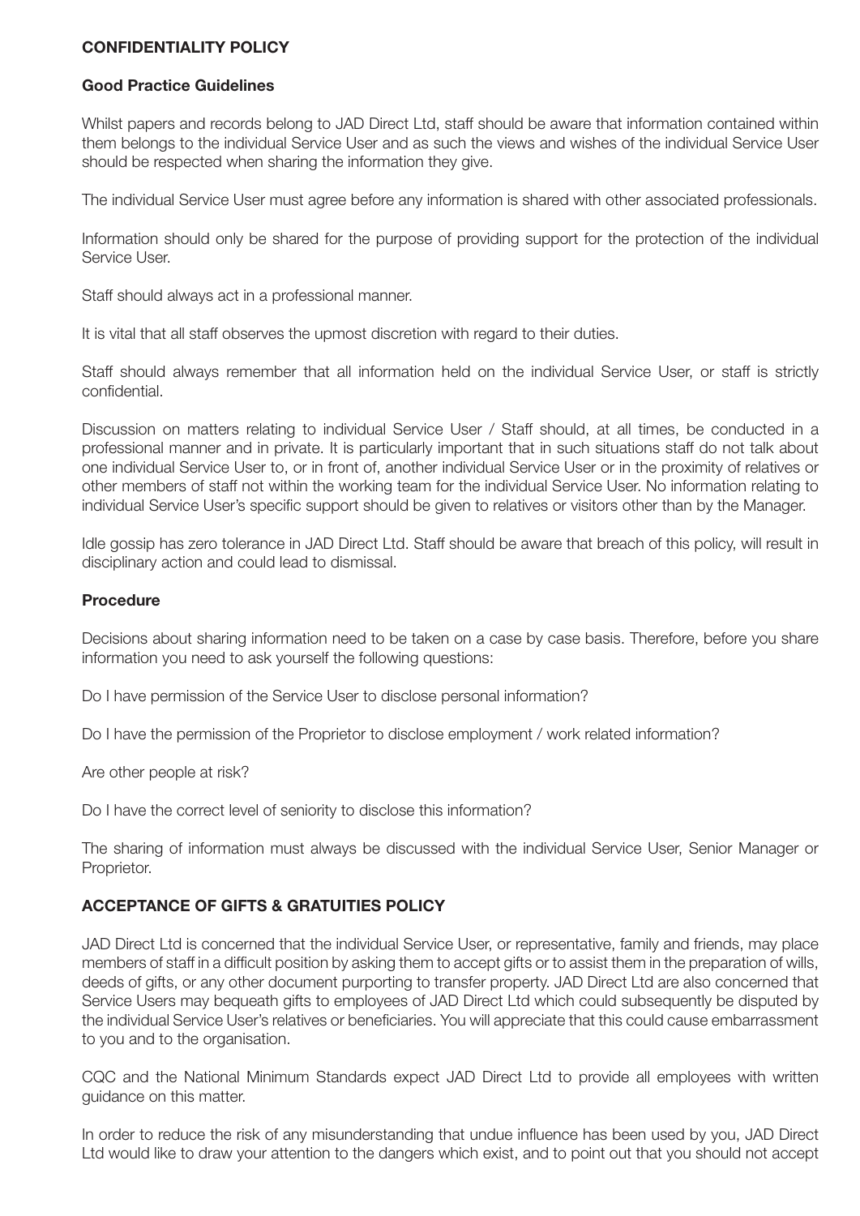## CONFIDENTIALITY POLICY

### Good Practice Guidelines

Whilst papers and records belong to JAD Direct Ltd, staff should be aware that information contained within them belongs to the individual Service User and as such the views and wishes of the individual Service User should be respected when sharing the information they give.

The individual Service User must agree before any information is shared with other associated professionals.

Information should only be shared for the purpose of providing support for the protection of the individual Service User.

Staff should always act in a professional manner.

It is vital that all staff observes the upmost discretion with regard to their duties.

Staff should always remember that all information held on the individual Service User, or staff is strictly confidential.

Discussion on matters relating to individual Service User / Staff should, at all times, be conducted in a professional manner and in private. It is particularly important that in such situations staff do not talk about one individual Service User to, or in front of, another individual Service User or in the proximity of relatives or other members of staff not within the working team for the individual Service User. No information relating to individual Service User's specific support should be given to relatives or visitors other than by the Manager.

Idle gossip has zero tolerance in JAD Direct Ltd. Staff should be aware that breach of this policy, will result in disciplinary action and could lead to dismissal.

### Procedure

Decisions about sharing information need to be taken on a case by case basis. Therefore, before you share information you need to ask yourself the following questions:

Do I have permission of the Service User to disclose personal information?

Do I have the permission of the Proprietor to disclose employment / work related information?

Are other people at risk?

Do I have the correct level of seniority to disclose this information?

The sharing of information must always be discussed with the individual Service User, Senior Manager or Proprietor.

## ACCEPTANCE OF GIFTS & GRATUITIES POLICY

JAD Direct Ltd is concerned that the individual Service User, or representative, family and friends, may place members of staff in a difficult position by asking them to accept gifts or to assist them in the preparation of wills, deeds of gifts, or any other document purporting to transfer property. JAD Direct Ltd are also concerned that Service Users may bequeath gifts to employees of JAD Direct Ltd which could subsequently be disputed by the individual Service User's relatives or beneficiaries. You will appreciate that this could cause embarrassment to you and to the organisation.

CQC and the National Minimum Standards expect JAD Direct Ltd to provide all employees with written guidance on this matter.

In order to reduce the risk of any misunderstanding that undue influence has been used by you, JAD Direct Ltd would like to draw your attention to the dangers which exist, and to point out that you should not accept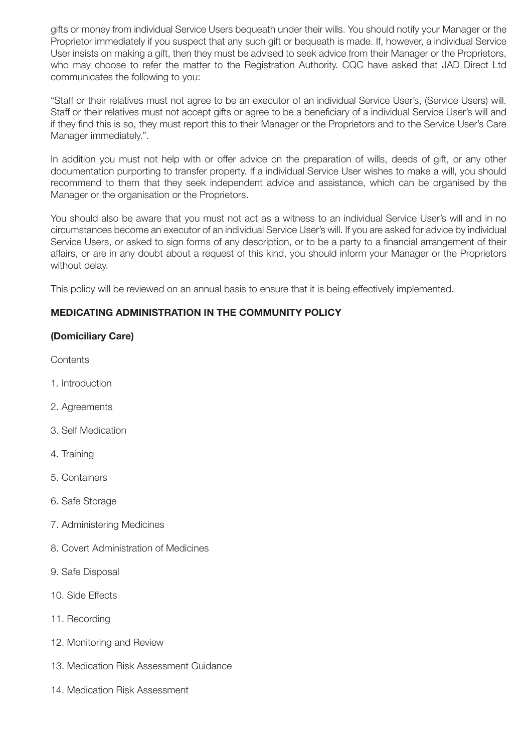gifts or money from individual Service Users bequeath under their wills. You should notify your Manager or the Proprietor immediately if you suspect that any such gift or bequeath is made. If, however, a individual Service User insists on making a gift, then they must be advised to seek advice from their Manager or the Proprietors, who may choose to refer the matter to the Registration Authority. CQC have asked that JAD Direct Ltd communicates the following to you:

"Staff or their relatives must not agree to be an executor of an individual Service User's, (Service Users) will. Staff or their relatives must not accept gifts or agree to be a beneficiary of a individual Service User's will and if they find this is so, they must report this to their Manager or the Proprietors and to the Service User's Care Manager immediately.".

In addition you must not help with or offer advice on the preparation of wills, deeds of gift, or any other documentation purporting to transfer property. If a individual Service User wishes to make a will, you should recommend to them that they seek independent advice and assistance, which can be organised by the Manager or the organisation or the Proprietors.

You should also be aware that you must not act as a witness to an individual Service User's will and in no circumstances become an executor of an individual Service User's will. If you are asked for advice by individual Service Users, or asked to sign forms of any description, or to be a party to a financial arrangement of their affairs, or are in any doubt about a request of this kind, you should inform your Manager or the Proprietors without delay.

This policy will be reviewed on an annual basis to ensure that it is being effectively implemented.

## MEDICATING ADMINISTRATION IN THE COMMUNITY POLICY

### (Domiciliary Care)

Contents

1. Introduction
2. Agreements
3. Self Medication
4. Training
5. Containers
6. Safe Storage
7. Administering Medicines
8. Covert Administration of Medicines
9. Safe Disposal
10. Side Effects
11. Recording
12. Monitoring and Review
13. Medication Risk Assessment Guidance
14. Medication Risk Assessment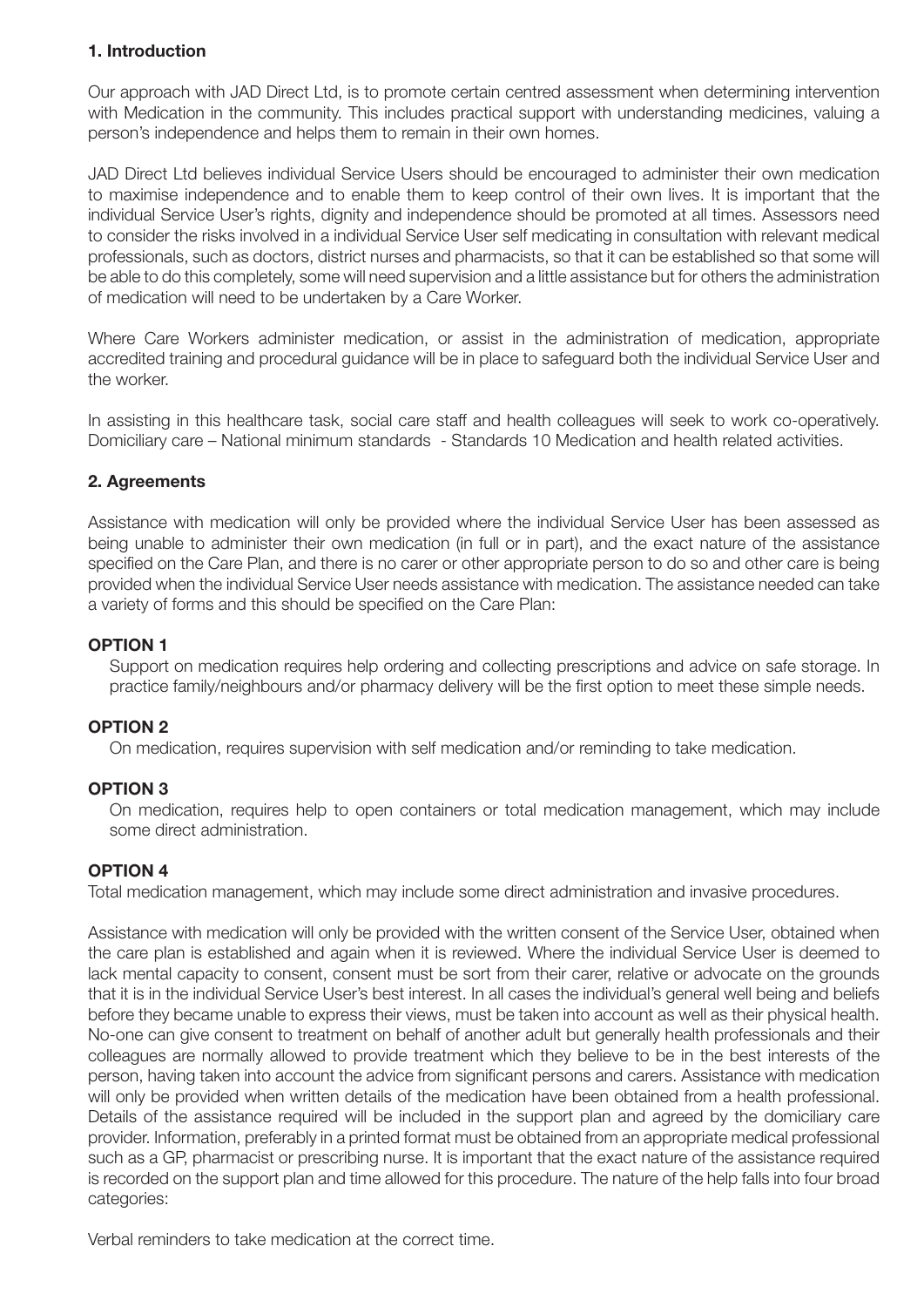**1. Introduction**

Our approach with JAD Direct Ltd, is to promote certain centred assessment when determining intervention with Medication in the community. This includes practical support with understanding medicines, valuing a person's independence and helps them to remain in their own homes.

JAD Direct Ltd believes individual Service Users should be encouraged to administer their own medication to maximise independence and to enable them to keep control of their own lives. It is important that the individual Service User's rights, dignity and independence should be promoted at all times. Assessors need to consider the risks involved in a individual Service User self medicating in consultation with relevant medical professionals, such as doctors, district nurses and pharmacists, so that it can be established so that some will be able to do this completely, some will need supervision and a little assistance but for others the administration of medication will need to be undertaken by a Care Worker.

Where Care Workers administer medication, or assist in the administration of medication, appropriate accredited training and procedural guidance will be in place to safeguard both the individual Service User and the worker.

In assisting in this healthcare task, social care staff and health colleagues will seek to work co-operatively. Domiciliary care – National minimum standards - Standards 10 Medication and health related activities.

**2. Agreements**

Assistance with medication will only be provided where the individual Service User has been assessed as being unable to administer their own medication (in full or in part), and the exact nature of the assistance specified on the Care Plan, and there is no carer or other appropriate person to do so and other care is being provided when the individual Service User needs assistance with medication. The assistance needed can take a variety of forms and this should be specified on the Care Plan:

**OPTION 1**

Support on medication requires help ordering and collecting prescriptions and advice on safe storage. In practice family/neighbours and/or pharmacy delivery will be the first option to meet these simple needs.

**OPTION 2**

On medication, requires supervision with self medication and/or reminding to take medication.

**OPTION 3**

On medication, requires help to open containers or total medication management, which may include some direct administration.

**OPTION 4**

Total medication management, which may include some direct administration and invasive procedures.

Assistance with medication will only be provided with the written consent of the Service User, obtained when the care plan is established and again when it is reviewed. Where the individual Service User is deemed to lack mental capacity to consent, consent must be sort from their carer, relative or advocate on the grounds that it is in the individual Service User's best interest. In all cases the individual's general well being and beliefs before they became unable to express their views, must be taken into account as well as their physical health. No-one can give consent to treatment on behalf of another adult but generally health professionals and their colleagues are normally allowed to provide treatment which they believe to be in the best interests of the person, having taken into account the advice from significant persons and carers. Assistance with medication will only be provided when written details of the medication have been obtained from a health professional. Details of the assistance required will be included in the support plan and agreed by the domiciliary care provider. Information, preferably in a printed format must be obtained from an appropriate medical professional such as a GP, pharmacist or prescribing nurse. It is important that the exact nature of the assistance required is recorded on the support plan and time allowed for this procedure. The nature of the help falls into four broad categories:

Verbal reminders to take medication at the correct time.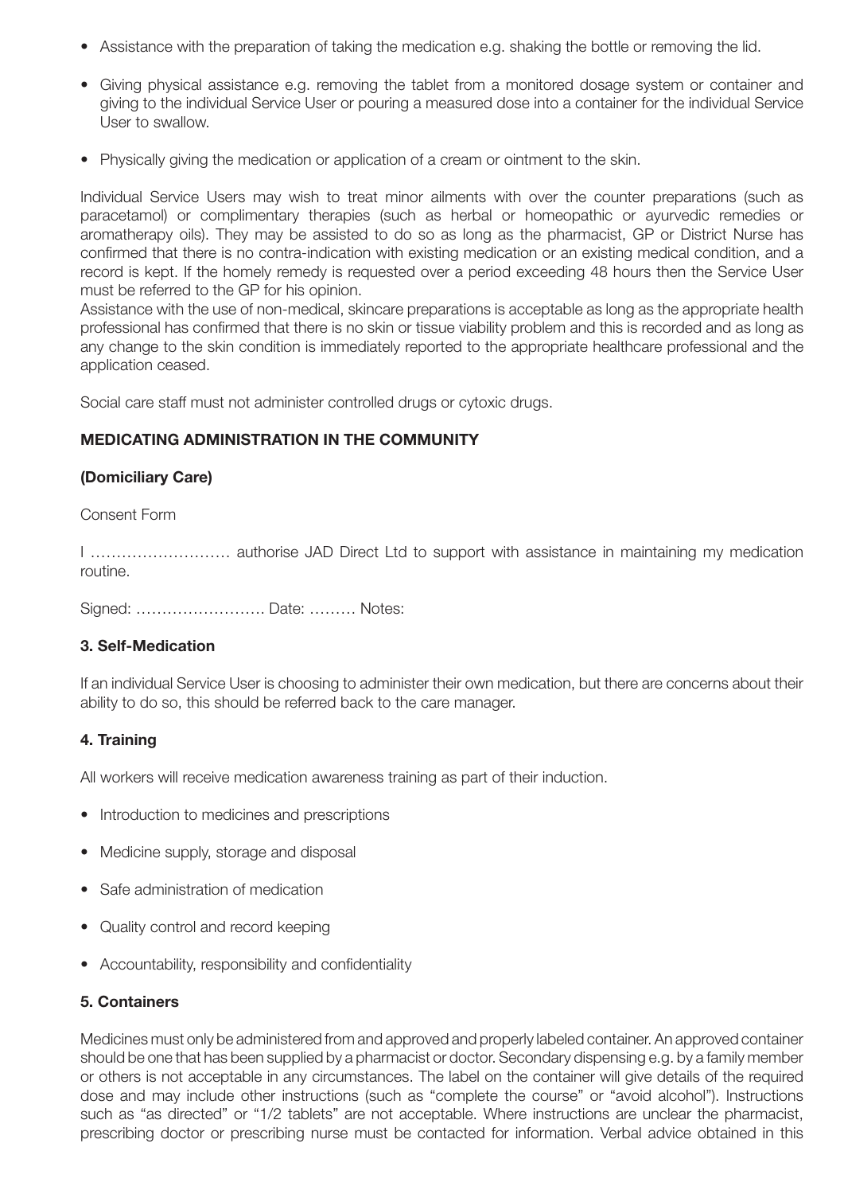- Assistance with the preparation of taking the medication e.g. shaking the bottle or removing the lid.
- Giving physical assistance e.g. removing the tablet from a monitored dosage system or container and giving to the individual Service User or pouring a measured dose into a container for the individual Service User to swallow.
- Physically giving the medication or application of a cream or ointment to the skin.

Individual Service Users may wish to treat minor ailments with over the counter preparations (such as paracetamol) or complimentary therapies (such as herbal or homeopathic or ayurvedic remedies or aromatherapy oils). They may be assisted to do so as long as the pharmacist, GP or District Nurse has confirmed that there is no contra-indication with existing medication or an existing medical condition, and a record is kept. If the homely remedy is requested over a period exceeding 48 hours then the Service User must be referred to the GP for his opinion.
Assistance with the use of non-medical, skincare preparations is acceptable as long as the appropriate health professional has confirmed that there is no skin or tissue viability problem and this is recorded and as long as any change to the skin condition is immediately reported to the appropriate healthcare professional and the application ceased.

Social care staff must not administer controlled drugs or cytoxic drugs.

**MEDICATING ADMINISTRATION IN THE COMMUNITY**

**(Domiciliary Care)**

Consent Form

I ……………………… authorise JAD Direct Ltd to support with assistance in maintaining my medication routine.

Signed: ……………………. Date: ……… Notes:

### 3. Self-Medication

If an individual Service User is choosing to administer their own medication, but there are concerns about their ability to do so, this should be referred back to the care manager.

### 4. Training

All workers will receive medication awareness training as part of their induction.

- Introduction to medicines and prescriptions
- Medicine supply, storage and disposal
- Safe administration of medication
- Quality control and record keeping
- Accountability, responsibility and confidentiality

### 5. Containers

Medicines must only be administered from and approved and properly labeled container. An approved container should be one that has been supplied by a pharmacist or doctor. Secondary dispensing e.g. by a family member or others is not acceptable in any circumstances. The label on the container will give details of the required dose and may include other instructions (such as "complete the course" or "avoid alcohol"). Instructions such as "as directed" or "1/2 tablets" are not acceptable. Where instructions are unclear the pharmacist, prescribing doctor or prescribing nurse must be contacted for information. Verbal advice obtained in this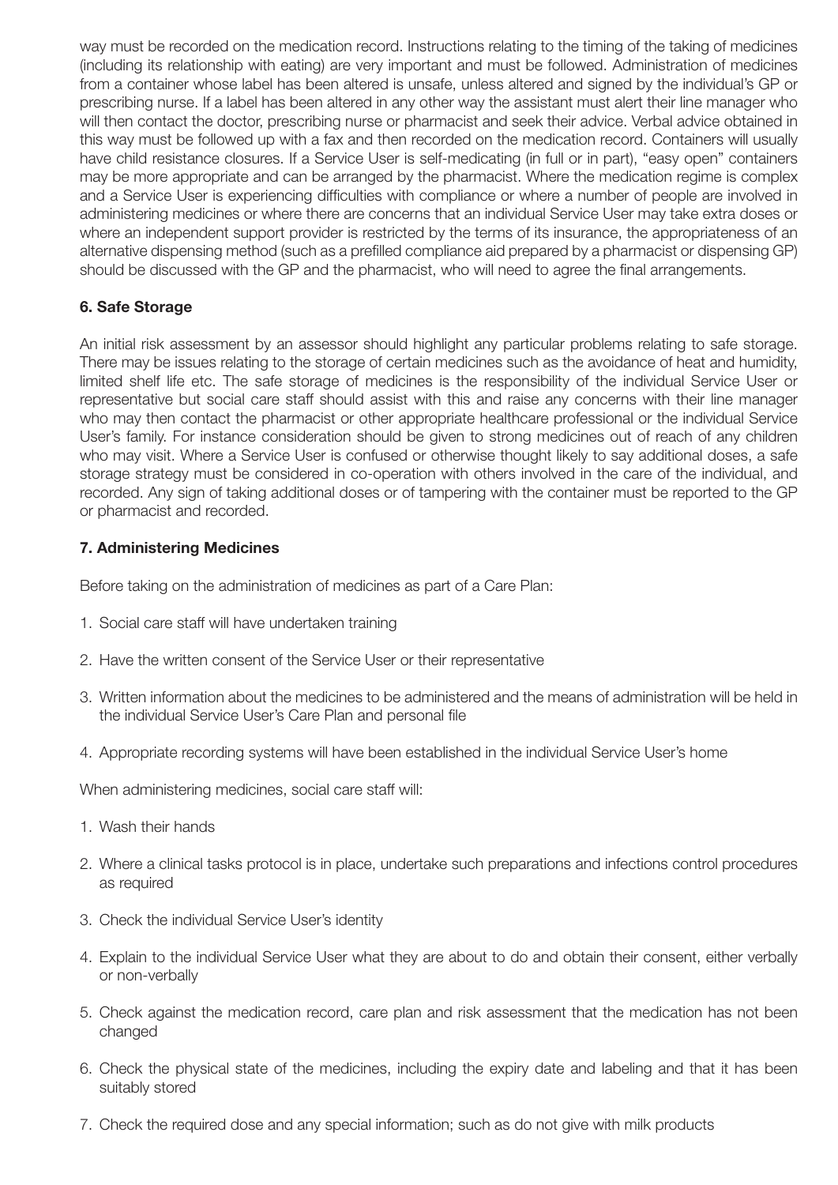way must be recorded on the medication record. Instructions relating to the timing of the taking of medicines (including its relationship with eating) are very important and must be followed. Administration of medicines from a container whose label has been altered is unsafe, unless altered and signed by the individual's GP or prescribing nurse. If a label has been altered in any other way the assistant must alert their line manager who will then contact the doctor, prescribing nurse or pharmacist and seek their advice. Verbal advice obtained in this way must be followed up with a fax and then recorded on the medication record. Containers will usually have child resistance closures. If a Service User is self-medicating (in full or in part), "easy open" containers may be more appropriate and can be arranged by the pharmacist. Where the medication regime is complex and a Service User is experiencing difficulties with compliance or where a number of people are involved in administering medicines or where there are concerns that an individual Service User may take extra doses or where an independent support provider is restricted by the terms of its insurance, the appropriateness of an alternative dispensing method (such as a prefilled compliance aid prepared by a pharmacist or dispensing GP) should be discussed with the GP and the pharmacist, who will need to agree the final arrangements.

### 6. Safe Storage

An initial risk assessment by an assessor should highlight any particular problems relating to safe storage. There may be issues relating to the storage of certain medicines such as the avoidance of heat and humidity, limited shelf life etc. The safe storage of medicines is the responsibility of the individual Service User or representative but social care staff should assist with this and raise any concerns with their line manager who may then contact the pharmacist or other appropriate healthcare professional or the individual Service User's family. For instance consideration should be given to strong medicines out of reach of any children who may visit. Where a Service User is confused or otherwise thought likely to say additional doses, a safe storage strategy must be considered in co-operation with others involved in the care of the individual, and recorded. Any sign of taking additional doses or of tampering with the container must be reported to the GP or pharmacist and recorded.

### 7. Administering Medicines

Before taking on the administration of medicines as part of a Care Plan:

1. Social care staff will have undertaken training
2. Have the written consent of the Service User or their representative
3. Written information about the medicines to be administered and the means of administration will be held in the individual Service User's Care Plan and personal file
4. Appropriate recording systems will have been established in the individual Service User's home

When administering medicines, social care staff will:

1. Wash their hands
2. Where a clinical tasks protocol is in place, undertake such preparations and infections control procedures as required
3. Check the individual Service User's identity
4. Explain to the individual Service User what they are about to do and obtain their consent, either verbally or non-verbally
5. Check against the medication record, care plan and risk assessment that the medication has not been changed
6. Check the physical state of the medicines, including the expiry date and labeling and that it has been suitably stored
7. Check the required dose and any special information; such as do not give with milk products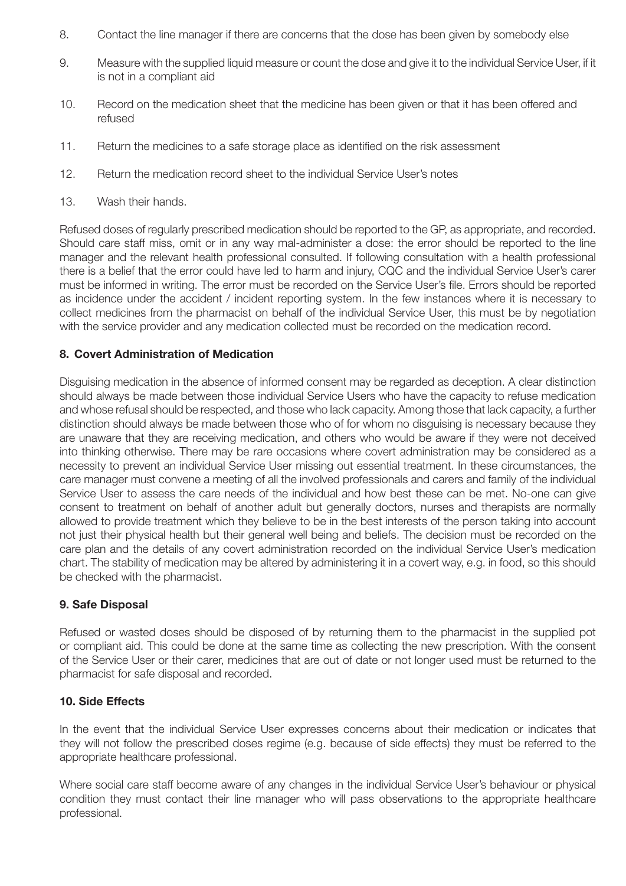8. Contact the line manager if there are concerns that the dose has been given by somebody else

9. Measure with the supplied liquid measure or count the dose and give it to the individual Service User, if it is not in a compliant aid

10. Record on the medication sheet that the medicine has been given or that it has been offered and refused

11. Return the medicines to a safe storage place as identified on the risk assessment

12. Return the medication record sheet to the individual Service User's notes

13. Wash their hands.

Refused doses of regularly prescribed medication should be reported to the GP, as appropriate, and recorded. Should care staff miss, omit or in any way mal-administer a dose: the error should be reported to the line manager and the relevant health professional consulted. If following consultation with a health professional there is a belief that the error could have led to harm and injury, CQC and the individual Service User's carer must be informed in writing. The error must be recorded on the Service User's file. Errors should be reported as incidence under the accident / incident reporting system. In the few instances where it is necessary to collect medicines from the pharmacist on behalf of the individual Service User, this must be by negotiation with the service provider and any medication collected must be recorded on the medication record.

## 8. Covert Administration of Medication

Disguising medication in the absence of informed consent may be regarded as deception. A clear distinction should always be made between those individual Service Users who have the capacity to refuse medication and whose refusal should be respected, and those who lack capacity. Among those that lack capacity, a further distinction should always be made between those who of for whom no disguising is necessary because they are unaware that they are receiving medication, and others who would be aware if they were not deceived into thinking otherwise. There may be rare occasions where covert administration may be considered as a necessity to prevent an individual Service User missing out essential treatment. In these circumstances, the care manager must convene a meeting of all the involved professionals and carers and family of the individual Service User to assess the care needs of the individual and how best these can be met. No-one can give consent to treatment on behalf of another adult but generally doctors, nurses and therapists are normally allowed to provide treatment which they believe to be in the best interests of the person taking into account not just their physical health but their general well being and beliefs. The decision must be recorded on the care plan and the details of any covert administration recorded on the individual Service User's medication chart. The stability of medication may be altered by administering it in a covert way, e.g. in food, so this should be checked with the pharmacist.

## 9. Safe Disposal

Refused or wasted doses should be disposed of by returning them to the pharmacist in the supplied pot or compliant aid. This could be done at the same time as collecting the new prescription. With the consent of the Service User or their carer, medicines that are out of date or not longer used must be returned to the pharmacist for safe disposal and recorded.

## 10. Side Effects

In the event that the individual Service User expresses concerns about their medication or indicates that they will not follow the prescribed doses regime (e.g. because of side effects) they must be referred to the appropriate healthcare professional.

Where social care staff become aware of any changes in the individual Service User's behaviour or physical condition they must contact their line manager who will pass observations to the appropriate healthcare professional.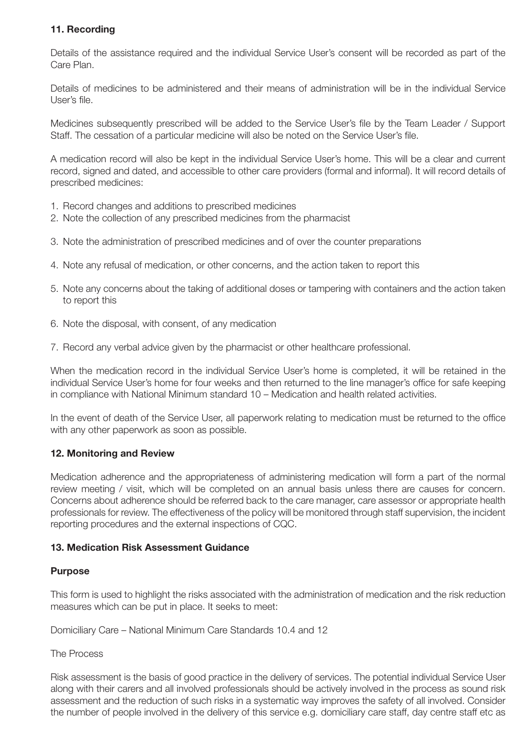**11. Recording**

Details of the assistance required and the individual Service User's consent will be recorded as part of the Care Plan.

Details of medicines to be administered and their means of administration will be in the individual Service User's file.

Medicines subsequently prescribed will be added to the Service User's file by the Team Leader / Support Staff. The cessation of a particular medicine will also be noted on the Service User's file.

A medication record will also be kept in the individual Service User's home. This will be a clear and current record, signed and dated, and accessible to other care providers (formal and informal). It will record details of prescribed medicines:

1. Record changes and additions to prescribed medicines
2. Note the collection of any prescribed medicines from the pharmacist
3. Note the administration of prescribed medicines and of over the counter preparations
4. Note any refusal of medication, or other concerns, and the action taken to report this
5. Note any concerns about the taking of additional doses or tampering with containers and the action taken to report this
6. Note the disposal, with consent, of any medication
7. Record any verbal advice given by the pharmacist or other healthcare professional.

When the medication record in the individual Service User's home is completed, it will be retained in the individual Service User's home for four weeks and then returned to the line manager's office for safe keeping in compliance with National Minimum standard 10 – Medication and health related activities.

In the event of death of the Service User, all paperwork relating to medication must be returned to the office with any other paperwork as soon as possible.

**12. Monitoring and Review**

Medication adherence and the appropriateness of administering medication will form a part of the normal review meeting / visit, which will be completed on an annual basis unless there are causes for concern. Concerns about adherence should be referred back to the care manager, care assessor or appropriate health professionals for review. The effectiveness of the policy will be monitored through staff supervision, the incident reporting procedures and the external inspections of CQC.

**13. Medication Risk Assessment Guidance**

**Purpose**

This form is used to highlight the risks associated with the administration of medication and the risk reduction measures which can be put in place. It seeks to meet:

Domiciliary Care – National Minimum Care Standards 10.4 and 12

The Process

Risk assessment is the basis of good practice in the delivery of services. The potential individual Service User along with their carers and all involved professionals should be actively involved in the process as sound risk assessment and the reduction of such risks in a systematic way improves the safety of all involved. Consider the number of people involved in the delivery of this service e.g. domiciliary care staff, day centre staff etc as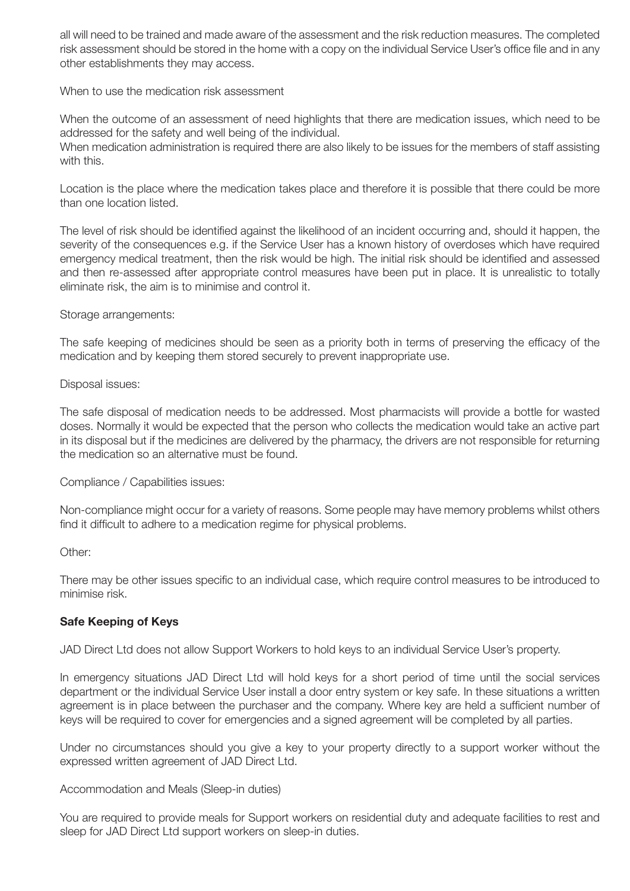all will need to be trained and made aware of the assessment and the risk reduction measures. The completed risk assessment should be stored in the home with a copy on the individual Service User's office file and in any other establishments they may access.

When to use the medication risk assessment

When the outcome of an assessment of need highlights that there are medication issues, which need to be addressed for the safety and well being of the individual.
When medication administration is required there are also likely to be issues for the members of staff assisting with this.

Location is the place where the medication takes place and therefore it is possible that there could be more than one location listed.

The level of risk should be identified against the likelihood of an incident occurring and, should it happen, the severity of the consequences e.g. if the Service User has a known history of overdoses which have required emergency medical treatment, then the risk would be high. The initial risk should be identified and assessed and then re-assessed after appropriate control measures have been put in place. It is unrealistic to totally eliminate risk, the aim is to minimise and control it.

Storage arrangements:

The safe keeping of medicines should be seen as a priority both in terms of preserving the efficacy of the medication and by keeping them stored securely to prevent inappropriate use.

Disposal issues:

The safe disposal of medication needs to be addressed. Most pharmacists will provide a bottle for wasted doses. Normally it would be expected that the person who collects the medication would take an active part in its disposal but if the medicines are delivered by the pharmacy, the drivers are not responsible for returning the medication so an alternative must be found.

Compliance / Capabilities issues:

Non-compliance might occur for a variety of reasons. Some people may have memory problems whilst others find it difficult to adhere to a medication regime for physical problems.

Other:

There may be other issues specific to an individual case, which require control measures to be introduced to minimise risk.

**Safe Keeping of Keys**

JAD Direct Ltd does not allow Support Workers to hold keys to an individual Service User's property.

In emergency situations JAD Direct Ltd will hold keys for a short period of time until the social services department or the individual Service User install a door entry system or key safe. In these situations a written agreement is in place between the purchaser and the company. Where key are held a sufficient number of keys will be required to cover for emergencies and a signed agreement will be completed by all parties.

Under no circumstances should you give a key to your property directly to a support worker without the expressed written agreement of JAD Direct Ltd.

Accommodation and Meals (Sleep-in duties)

You are required to provide meals for Support workers on residential duty and adequate facilities to rest and sleep for JAD Direct Ltd support workers on sleep-in duties.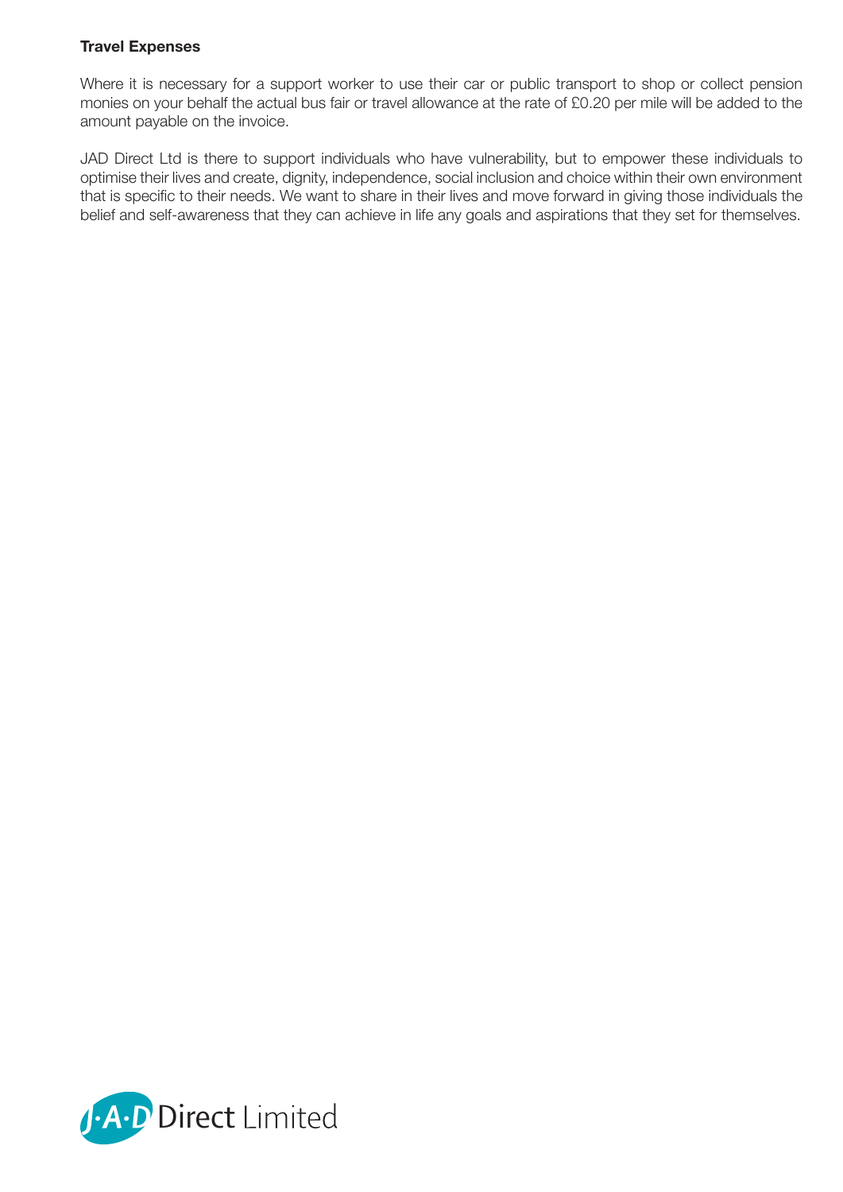**Travel Expenses**

Where it is necessary for a support worker to use their car or public transport to shop or collect pension monies on your behalf the actual bus fair or travel allowance at the rate of £0.20 per mile will be added to the amount payable on the invoice.

JAD Direct Ltd is there to support individuals who have vulnerability, but to empower these individuals to optimise their lives and create, dignity, independence, social inclusion and choice within their own environment that is specific to their needs. We want to share in their lives and move forward in giving those individuals the belief and self-awareness that they can achieve in life any goals and aspirations that they set for themselves.

J·A·D Direct Limited